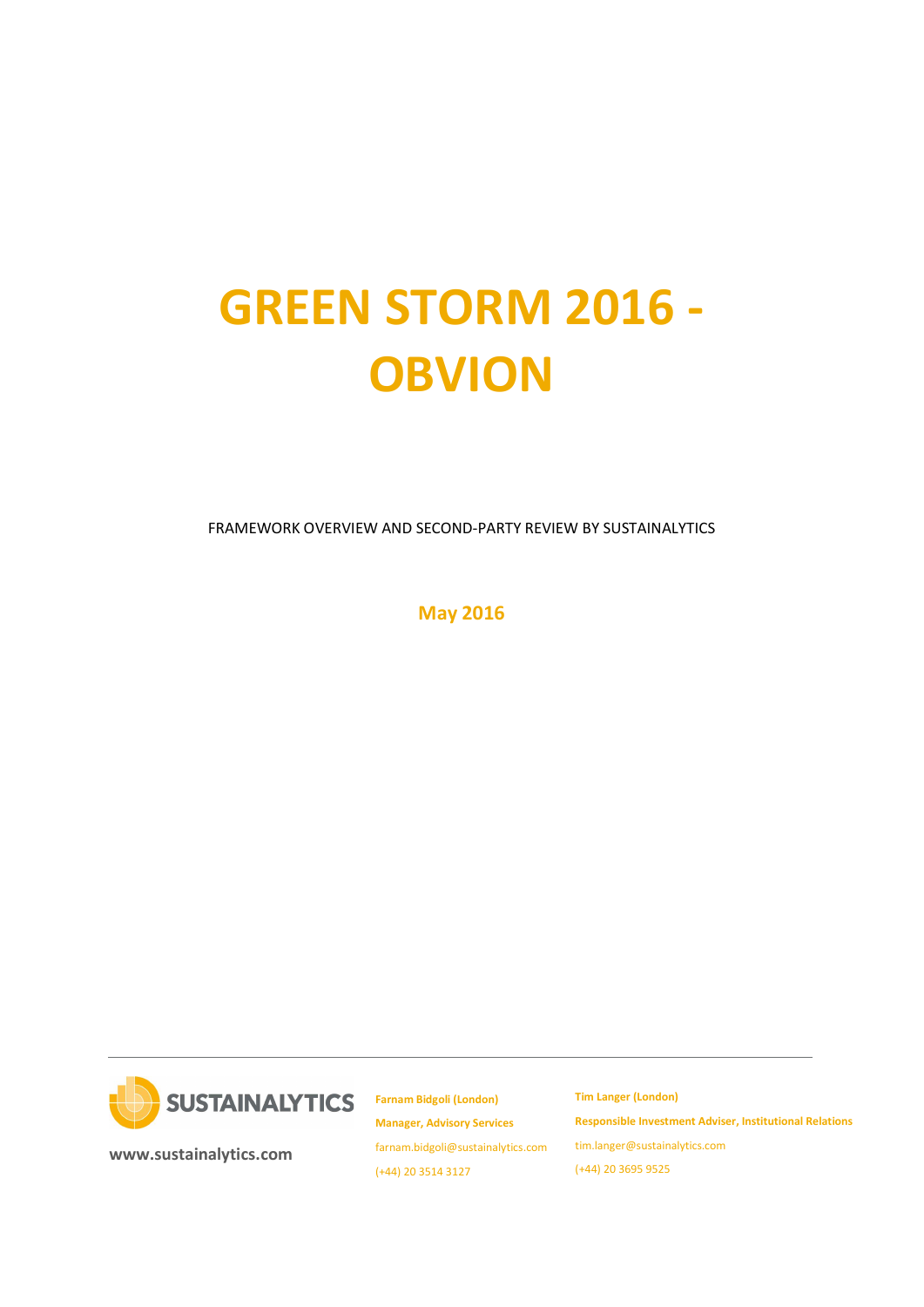# GREEN STORM 2016 - OBVION

FRAMEWORK OVERVIEW AND SECOND-PARTY REVIEW BY SUSTAINALYTICS

**May 2016**

SUSTAINALYTICS

**www.sustainalytics.com**

**Farnam Bidgoli (London)**
**Manager, Advisory Services**
farnam.bidgoli@sustainalytics.com
(+44) 20 3514 3127

**Tim Langer (London)**
**Responsible Investment Adviser, Institutional Relations**
tim.langer@sustainalytics.com
(+44) 20 3695 9525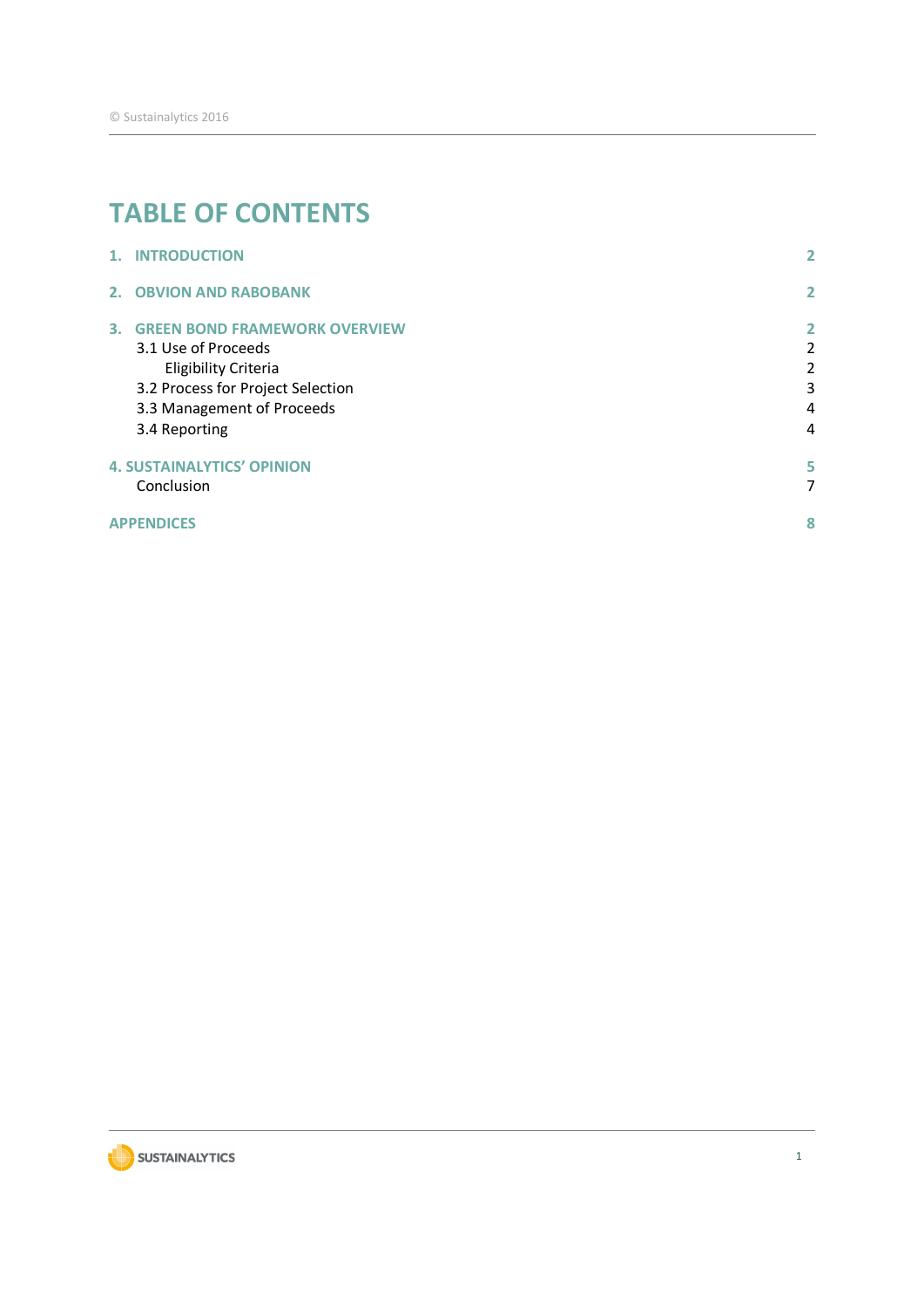# TABLE OF CONTENTS

| | |
|---|---|
| **1. INTRODUCTION** | **2** |
| **2. OBVION AND RABOBANK** | **2** |
| **3. GREEN BOND FRAMEWORK OVERVIEW** | **2** |
| 3.1 Use of Proceeds | 2 |
| Eligibility Criteria | 2 |
| 3.2 Process for Project Selection | 3 |
| 3.3 Management of Proceeds | 4 |
| 3.4 Reporting | 4 |
| **4. SUSTAINALYTICS' OPINION** | **5** |
| Conclusion | 7 |
| **APPENDICES** | **8** |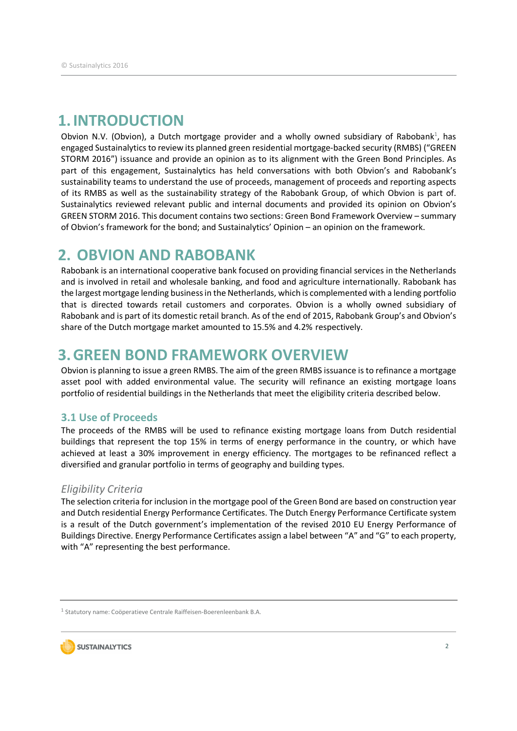# 1. INTRODUCTION

Obvion N.V. (Obvion), a Dutch mortgage provider and a wholly owned subsidiary of Rabobank[1], has engaged Sustainalytics to review its planned green residential mortgage-backed security (RMBS) ("GREEN STORM 2016") issuance and provide an opinion as to its alignment with the Green Bond Principles. As part of this engagement, Sustainalytics has held conversations with both Obvion's and Rabobank's sustainability teams to understand the use of proceeds, management of proceeds and reporting aspects of its RMBS as well as the sustainability strategy of the Rabobank Group, of which Obvion is part of. Sustainalytics reviewed relevant public and internal documents and provided its opinion on Obvion's GREEN STORM 2016. This document contains two sections: Green Bond Framework Overview – summary of Obvion's framework for the bond; and Sustainalytics' Opinion – an opinion on the framework.

# 2. OBVION AND RABOBANK

Rabobank is an international cooperative bank focused on providing financial services in the Netherlands and is involved in retail and wholesale banking, and food and agriculture internationally. Rabobank has the largest mortgage lending business in the Netherlands, which is complemented with a lending portfolio that is directed towards retail customers and corporates. Obvion is a wholly owned subsidiary of Rabobank and is part of its domestic retail branch. As of the end of 2015, Rabobank Group's and Obvion's share of the Dutch mortgage market amounted to 15.5% and 4.2% respectively.

# 3. GREEN BOND FRAMEWORK OVERVIEW

Obvion is planning to issue a green RMBS. The aim of the green RMBS issuance is to refinance a mortgage asset pool with added environmental value. The security will refinance an existing mortgage loans portfolio of residential buildings in the Netherlands that meet the eligibility criteria described below.

## 3.1 Use of Proceeds

The proceeds of the RMBS will be used to refinance existing mortgage loans from Dutch residential buildings that represent the top 15% in terms of energy performance in the country, or which have achieved at least a 30% improvement in energy efficiency. The mortgages to be refinanced reflect a diversified and granular portfolio in terms of geography and building types.

### *Eligibility Criteria*

The selection criteria for inclusion in the mortgage pool of the Green Bond are based on construction year and Dutch residential Energy Performance Certificates. The Dutch Energy Performance Certificate system is a result of the Dutch government's implementation of the revised 2010 EU Energy Performance of Buildings Directive. Energy Performance Certificates assign a label between "A" and "G" to each property, with "A" representing the best performance.

---

[1] Statutory name: Coöperatieve Centrale Raiffeisen-Boerenleenbank B.A.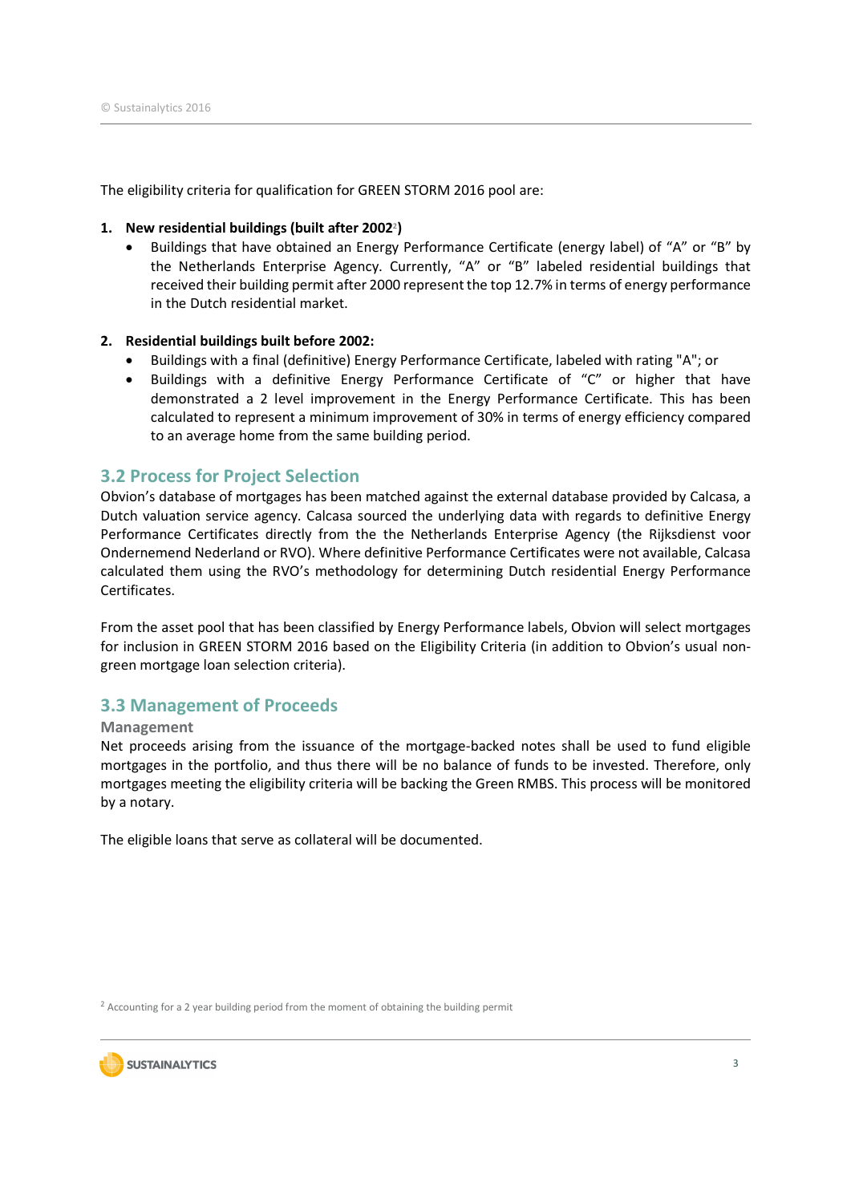The eligibility criteria for qualification for GREEN STORM 2016 pool are:

1. **New residential buildings (built after 2002[2])**
   - Buildings that have obtained an Energy Performance Certificate (energy label) of “A” or “B” by the Netherlands Enterprise Agency. Currently, “A” or “B” labeled residential buildings that received their building permit after 2000 represent the top 12.7% in terms of energy performance in the Dutch residential market.

2. **Residential buildings built before 2002:**
   - Buildings with a final (definitive) Energy Performance Certificate, labeled with rating "A"; or
   - Buildings with a definitive Energy Performance Certificate of “C” or higher that have demonstrated a 2 level improvement in the Energy Performance Certificate. This has been calculated to represent a minimum improvement of 30% in terms of energy efficiency compared to an average home from the same building period.

## 3.2 Process for Project Selection

Obvion’s database of mortgages has been matched against the external database provided by Calcasa, a Dutch valuation service agency. Calcasa sourced the underlying data with regards to definitive Energy Performance Certificates directly from the the Netherlands Enterprise Agency (the Rijksdienst voor Ondernemend Nederland or RVO). Where definitive Performance Certificates were not available, Calcasa calculated them using the RVO’s methodology for determining Dutch residential Energy Performance Certificates.

From the asset pool that has been classified by Energy Performance labels, Obvion will select mortgages for inclusion in GREEN STORM 2016 based on the Eligibility Criteria (in addition to Obvion’s usual non-green mortgage loan selection criteria).

## 3.3 Management of Proceeds

### Management

Net proceeds arising from the issuance of the mortgage-backed notes shall be used to fund eligible mortgages in the portfolio, and thus there will be no balance of funds to be invested. Therefore, only mortgages meeting the eligibility criteria will be backing the Green RMBS. This process will be monitored by a notary.

The eligible loans that serve as collateral will be documented.

[2] Accounting for a 2 year building period from the moment of obtaining the building permit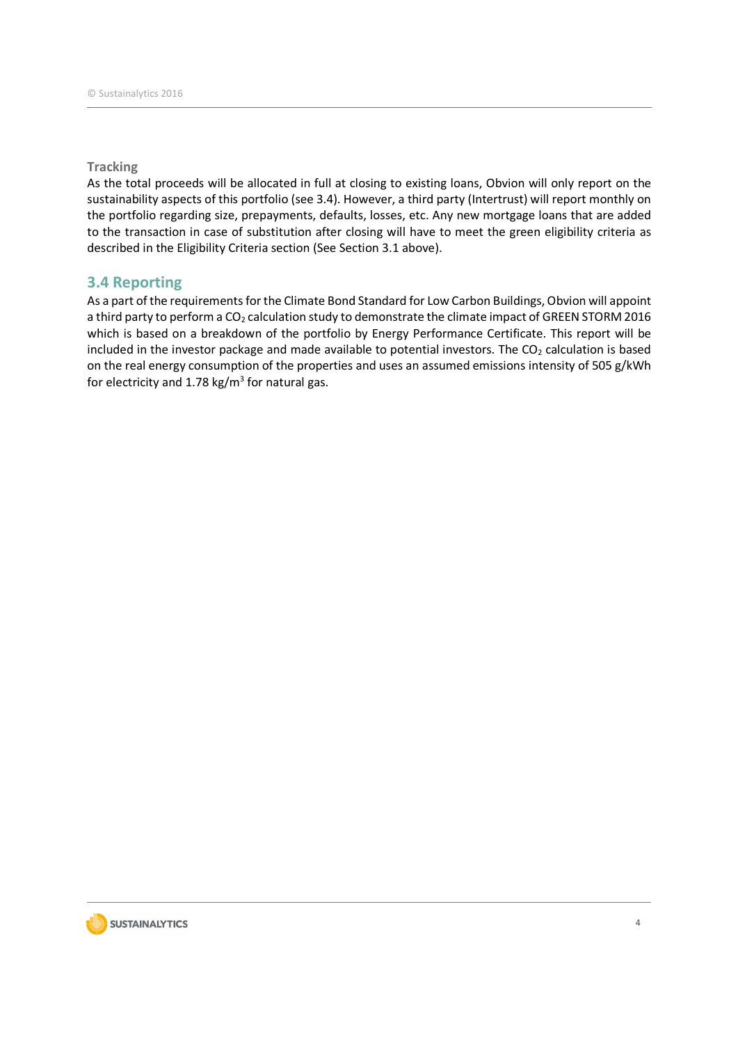### Tracking

As the total proceeds will be allocated in full at closing to existing loans, Obvion will only report on the sustainability aspects of this portfolio (see 3.4). However, a third party (Intertrust) will report monthly on the portfolio regarding size, prepayments, defaults, losses, etc. Any new mortgage loans that are added to the transaction in case of substitution after closing will have to meet the green eligibility criteria as described in the Eligibility Criteria section (See Section 3.1 above).

## 3.4 Reporting

As a part of the requirements for the Climate Bond Standard for Low Carbon Buildings, Obvion will appoint a third party to perform a $CO_2$ calculation study to demonstrate the climate impact of GREEN STORM 2016 which is based on a breakdown of the portfolio by Energy Performance Certificate. This report will be included in the investor package and made available to potential investors. The $CO_2$ calculation is based on the real energy consumption of the properties and uses an assumed emissions intensity of 505 g/kWh for electricity and 1.78 kg/$m^3$ for natural gas.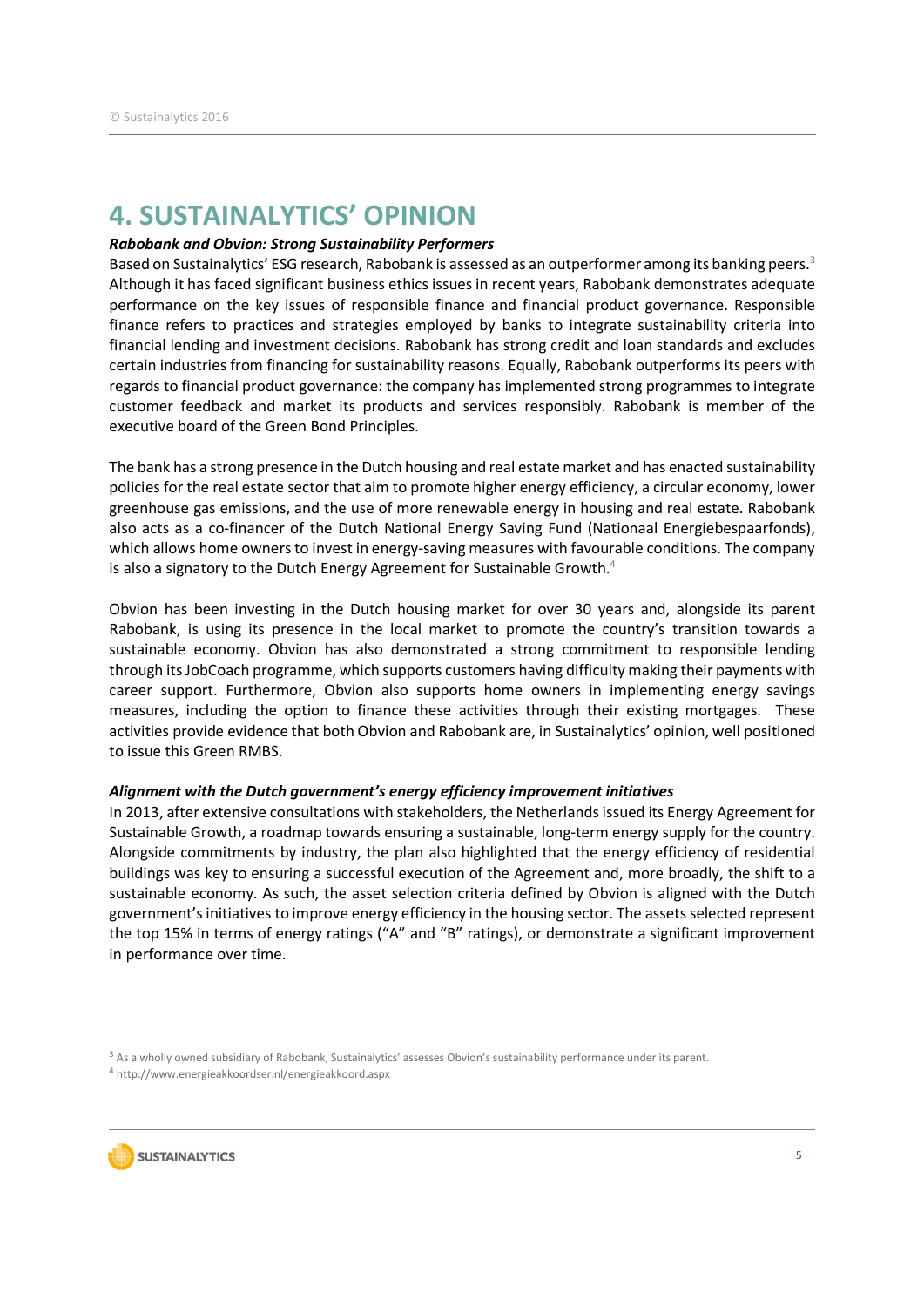# 4. SUSTAINALYTICS' OPINION

***Rabobank and Obvion: Strong Sustainability Performers***

Based on Sustainalytics' ESG research, Rabobank is assessed as an outperformer among its banking peers.[3] Although it has faced significant business ethics issues in recent years, Rabobank demonstrates adequate performance on the key issues of responsible finance and financial product governance. Responsible finance refers to practices and strategies employed by banks to integrate sustainability criteria into financial lending and investment decisions. Rabobank has strong credit and loan standards and excludes certain industries from financing for sustainability reasons. Equally, Rabobank outperforms its peers with regards to financial product governance: the company has implemented strong programmes to integrate customer feedback and market its products and services responsibly. Rabobank is member of the executive board of the Green Bond Principles.

The bank has a strong presence in the Dutch housing and real estate market and has enacted sustainability policies for the real estate sector that aim to promote higher energy efficiency, a circular economy, lower greenhouse gas emissions, and the use of more renewable energy in housing and real estate. Rabobank also acts as a co-financer of the Dutch National Energy Saving Fund (Nationaal Energiebespaarfonds), which allows home owners to invest in energy-saving measures with favourable conditions. The company is also a signatory to the Dutch Energy Agreement for Sustainable Growth.[4]

Obvion has been investing in the Dutch housing market for over 30 years and, alongside its parent Rabobank, is using its presence in the local market to promote the country's transition towards a sustainable economy. Obvion has also demonstrated a strong commitment to responsible lending through its JobCoach programme, which supports customers having difficulty making their payments with career support. Furthermore, Obvion also supports home owners in implementing energy savings measures, including the option to finance these activities through their existing mortgages. These activities provide evidence that both Obvion and Rabobank are, in Sustainalytics' opinion, well positioned to issue this Green RMBS.

***Alignment with the Dutch government's energy efficiency improvement initiatives***

In 2013, after extensive consultations with stakeholders, the Netherlands issued its Energy Agreement for Sustainable Growth, a roadmap towards ensuring a sustainable, long-term energy supply for the country. Alongside commitments by industry, the plan also highlighted that the energy efficiency of residential buildings was key to ensuring a successful execution of the Agreement and, more broadly, the shift to a sustainable economy. As such, the asset selection criteria defined by Obvion is aligned with the Dutch government's initiatives to improve energy efficiency in the housing sector. The assets selected represent the top 15% in terms of energy ratings ("A" and "B" ratings), or demonstrate a significant improvement in performance over time.

[3] As a wholly owned subsidiary of Rabobank, Sustainalytics' assesses Obvion's sustainability performance under its parent.

[4] http://www.energieakkoordser.nl/energieakkoord.aspx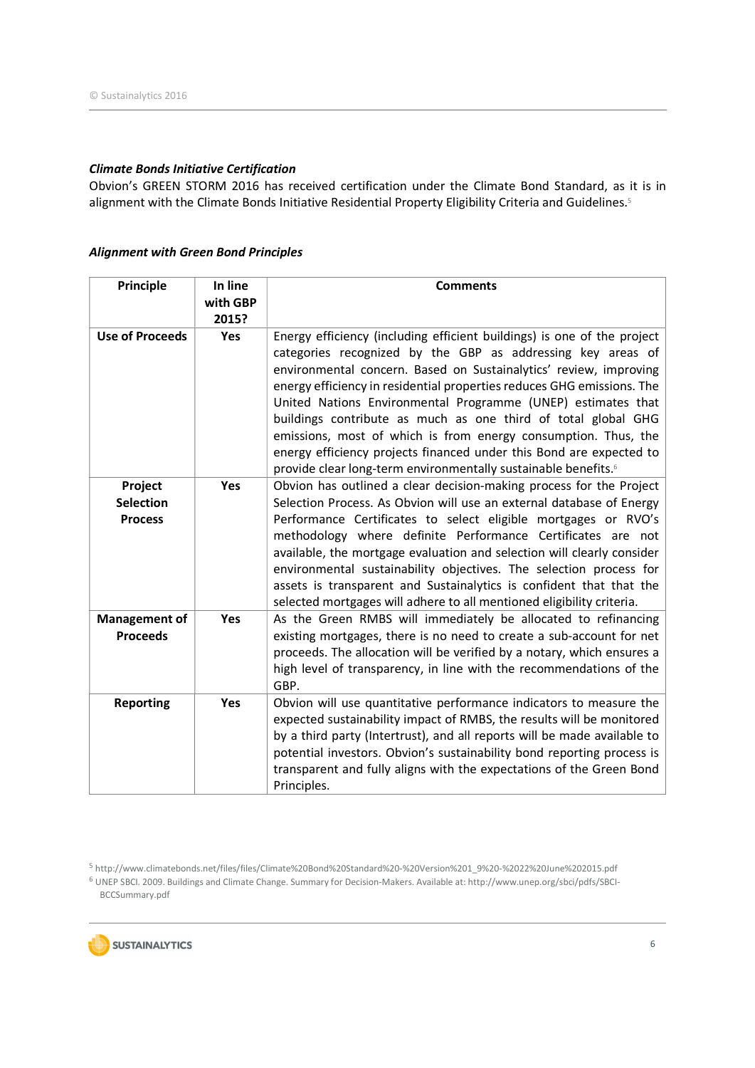### *Climate Bonds Initiative Certification*

Obvion's GREEN STORM 2016 has received certification under the Climate Bond Standard, as it is in alignment with the Climate Bonds Initiative Residential Property Eligibility Criteria and Guidelines.[5]

### *Alignment with Green Bond Principles*

| Principle | In line with GBP 2015? | Comments |
|---|---|---|
| **Use of Proceeds** | **Yes** | Energy efficiency (including efficient buildings) is one of the project categories recognized by the GBP as addressing key areas of environmental concern. Based on Sustainalytics' review, improving energy efficiency in residential properties reduces GHG emissions. The United Nations Environmental Programme (UNEP) estimates that buildings contribute as much as one third of total global GHG emissions, most of which is from energy consumption. Thus, the energy efficiency projects financed under this Bond are expected to provide clear long-term environmentally sustainable benefits.[6] |
| **Project Selection Process** | **Yes** | Obvion has outlined a clear decision-making process for the Project Selection Process. As Obvion will use an external database of Energy Performance Certificates to select eligible mortgages or RVO's methodology where definite Performance Certificates are not available, the mortgage evaluation and selection will clearly consider environmental sustainability objectives. The selection process for assets is transparent and Sustainalytics is confident that that the selected mortgages will adhere to all mentioned eligibility criteria. |
| **Management of Proceeds** | **Yes** | As the Green RMBS will immediately be allocated to refinancing existing mortgages, there is no need to create a sub-account for net proceeds. The allocation will be verified by a notary, which ensures a high level of transparency, in line with the recommendations of the GBP. |
| **Reporting** | **Yes** | Obvion will use quantitative performance indicators to measure the expected sustainability impact of RMBS, the results will be monitored by a third party (Intertrust), and all reports will be made available to potential investors. Obvion's sustainability bond reporting process is transparent and fully aligns with the expectations of the Green Bond Principles. |

[5] http://www.climatebonds.net/files/files/Climate%20Bond%20Standard%20-%20Version%201_9%20-%2022%20June%202015.pdf

[6] UNEP SBCI. 2009. Buildings and Climate Change. Summary for Decision-Makers. Available at: http://www.unep.org/sbci/pdfs/SBCI-BCCSummary.pdf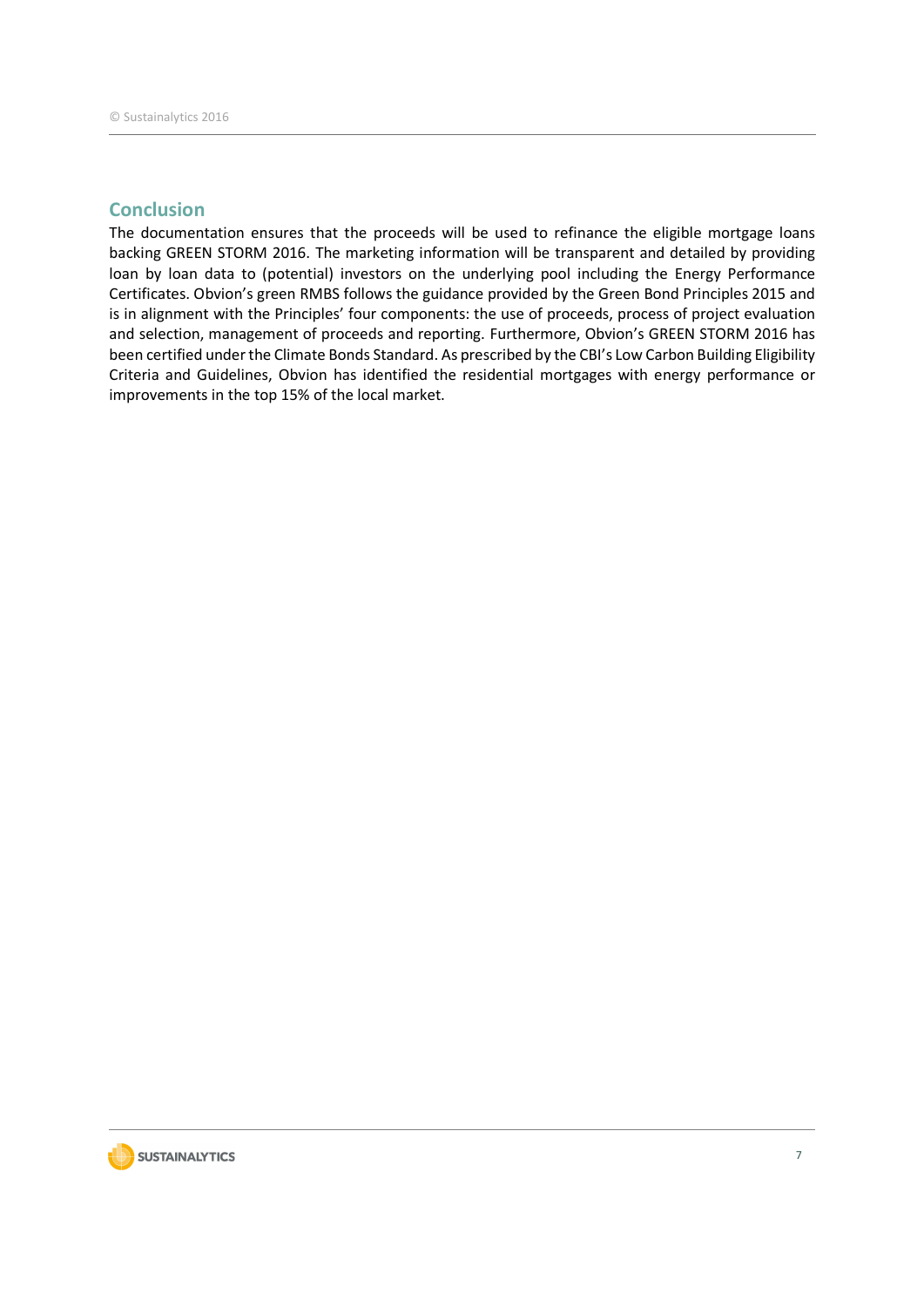## Conclusion

The documentation ensures that the proceeds will be used to refinance the eligible mortgage loans backing GREEN STORM 2016. The marketing information will be transparent and detailed by providing loan by loan data to (potential) investors on the underlying pool including the Energy Performance Certificates. Obvion's green RMBS follows the guidance provided by the Green Bond Principles 2015 and is in alignment with the Principles' four components: the use of proceeds, process of project evaluation and selection, management of proceeds and reporting. Furthermore, Obvion's GREEN STORM 2016 has been certified under the Climate Bonds Standard. As prescribed by the CBI's Low Carbon Building Eligibility Criteria and Guidelines, Obvion has identified the residential mortgages with energy performance or improvements in the top 15% of the local market.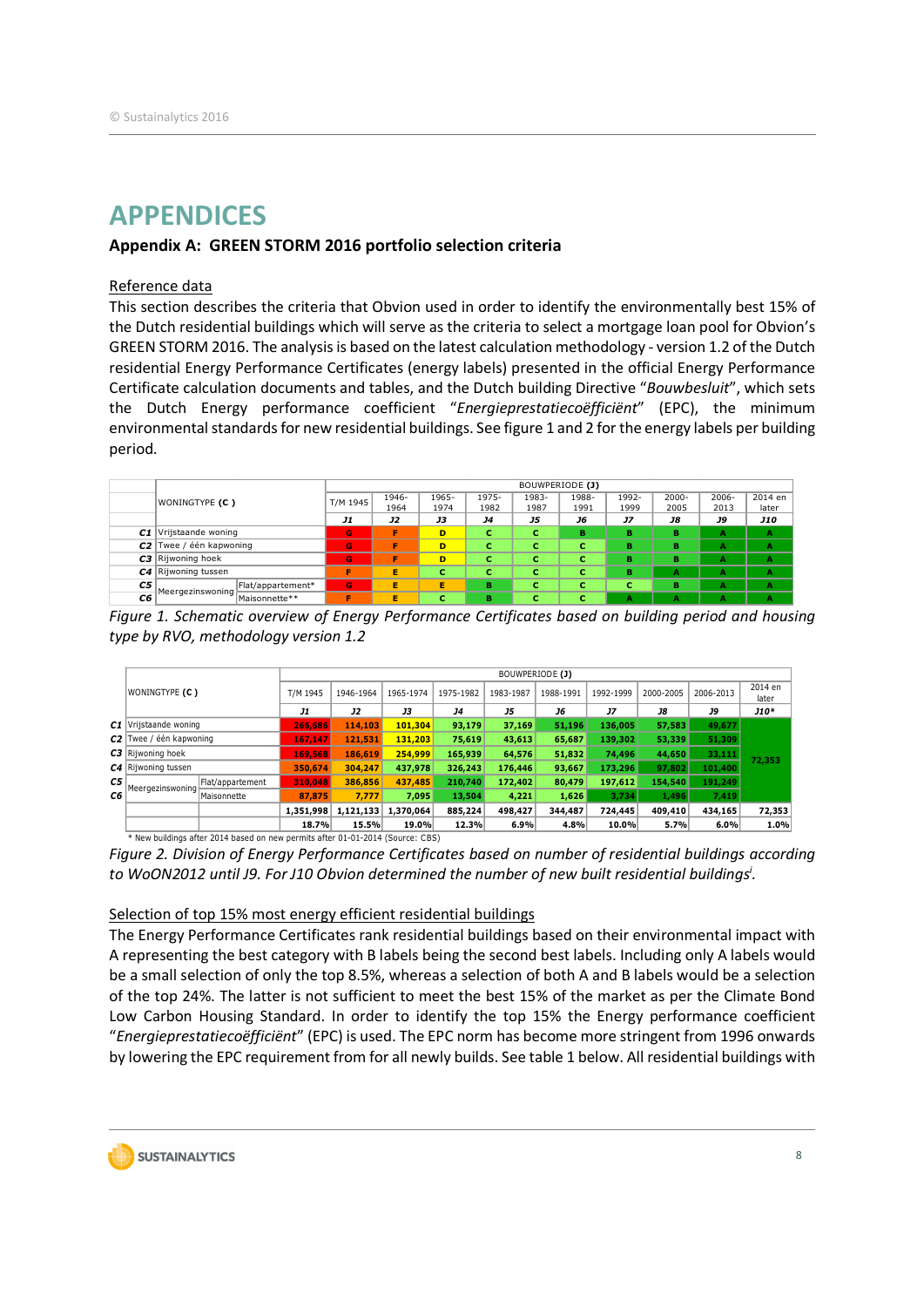# APPENDICES

## Appendix A: GREEN STORM 2016 portfolio selection criteria

### Reference data

This section describes the criteria that Obvion used in order to identify the environmentally best 15% of the Dutch residential buildings which will serve as the criteria to select a mortgage loan pool for Obvion's GREEN STORM 2016. The analysis is based on the latest calculation methodology - version 1.2 of the Dutch residential Energy Performance Certificates (energy labels) presented in the official Energy Performance Certificate calculation documents and tables, and the Dutch building Directive "*Bouwbesluit*", which sets the Dutch Energy performance coefficient "*Energieprestatiecoëfficiënt*" (EPC), the minimum environmental standards for new residential buildings. See figure 1 and 2 for the energy labels per building period.

| | WONINGTYPE (C) | | BOUWPERIODE (J) | | | | | | | | | |
|---|---|---|---|---|---|---|---|---|---|---|---|---|
| | | | T/M 1945 | 1946-1964 | 1965-1974 | 1975-1982 | 1983-1987 | 1988-1991 | 1992-1999 | 2000-2005 | 2006-2013 | 2014 en later |
| | | | J1 | J2 | J3 | J4 | J5 | J6 | J7 | J8 | J9 | J10 |
| C1 | Vrijstaande woning | | G | F | D | C | C | B | B | B | A | A |
| C2 | Twee / één kapwoning | | G | F | D | C | C | C | B | B | A | A |
| C3 | Rijwoning hoek | | G | F | D | C | C | C | B | B | A | A |
| C4 | Rijwoning tussen | | F | E | C | C | C | C | B | A | A | A |
| C5 | Meergezinswoning | Flat/appartement* | G | E | E | B | C | C | C | B | A | A |
| C6 | | Maisonnette** | F | E | C | B | C | C | A | A | A | A |

*Figure 1. Schematic overview of Energy Performance Certificates based on building period and housing type by RVO, methodology version 1.2*

| | WONINGTYPE (C) | | BOUWPERIODE (J) | | | | | | | | | |
|---|---|---|---|---|---|---|---|---|---|---|---|---|
| | | | T/M 1945 | 1946-1964 | 1965-1974 | 1975-1982 | 1983-1987 | 1988-1991 | 1992-1999 | 2000-2005 | 2006-2013 | 2014 en later |
| | | | J1 | J2 | J3 | J4 | J5 | J6 | J7 | J8 | J9 | J10* |
| C1 | Vrijstaande woning | | 266,686 | 114,103 | 101,304 | 93,179 | 37,169 | 51,196 | 136,005 | 57,583 | 49,677 | 72,353 |
| C2 | Twee / één kapwoning | | 167,147 | 121,531 | 131,203 | 75,619 | 43,613 | 65,687 | 139,302 | 53,339 | 51,309 | |
| C3 | Rijwoning hoek | | 169,568 | 186,619 | 254,999 | 165,939 | 64,576 | 51,832 | 74,496 | 44,650 | 33,111 | |
| C4 | Rijwoning tussen | | 350,674 | 304,247 | 437,978 | 326,243 | 176,446 | 93,667 | 173,296 | 97,802 | 101,400 | |
| C5 | Meergezinswoning | Flat/appartement | 310,048 | 386,856 | 437,485 | 210,740 | 172,402 | 80,479 | 197,612 | 154,540 | 191,249 | |
| C6 | | Maisonnette | 87,875 | 7,777 | 7,095 | 13,504 | 4,221 | 1,626 | 3,734 | 1,496 | 7,419 | |
| | | | 1,351,998 | 1,121,133 | 1,370,064 | 885,224 | 498,427 | 344,487 | 724,445 | 409,410 | 434,165 | 72,353 |
| | | | 18.7% | 15.5% | 19.0% | 12.3% | 6.9% | 4.8% | 10.0% | 5.7% | 6.0% | 1.0% |

\* New buildings after 2014 based on new permits after 01-01-2014 (Source: CBS)

*Figure 2. Division of Energy Performance Certificates based on number of residential buildings according to WoON2012 until J9. For J10 Obvion determined the number of new built residential buildings[i].*

### Selection of top 15% most energy efficient residential buildings

The Energy Performance Certificates rank residential buildings based on their environmental impact with A representing the best category with B labels being the second best labels. Including only A labels would be a small selection of only the top 8.5%, whereas a selection of both A and B labels would be a selection of the top 24%. The latter is not sufficient to meet the best 15% of the market as per the Climate Bond Low Carbon Housing Standard. In order to identify the top 15% the Energy performance coefficient "*Energieprestatiecoëfficiënt*" (EPC) is used. The EPC norm has become more stringent from 1996 onwards by lowering the EPC requirement from for all newly builds. See table 1 below. All residential buildings with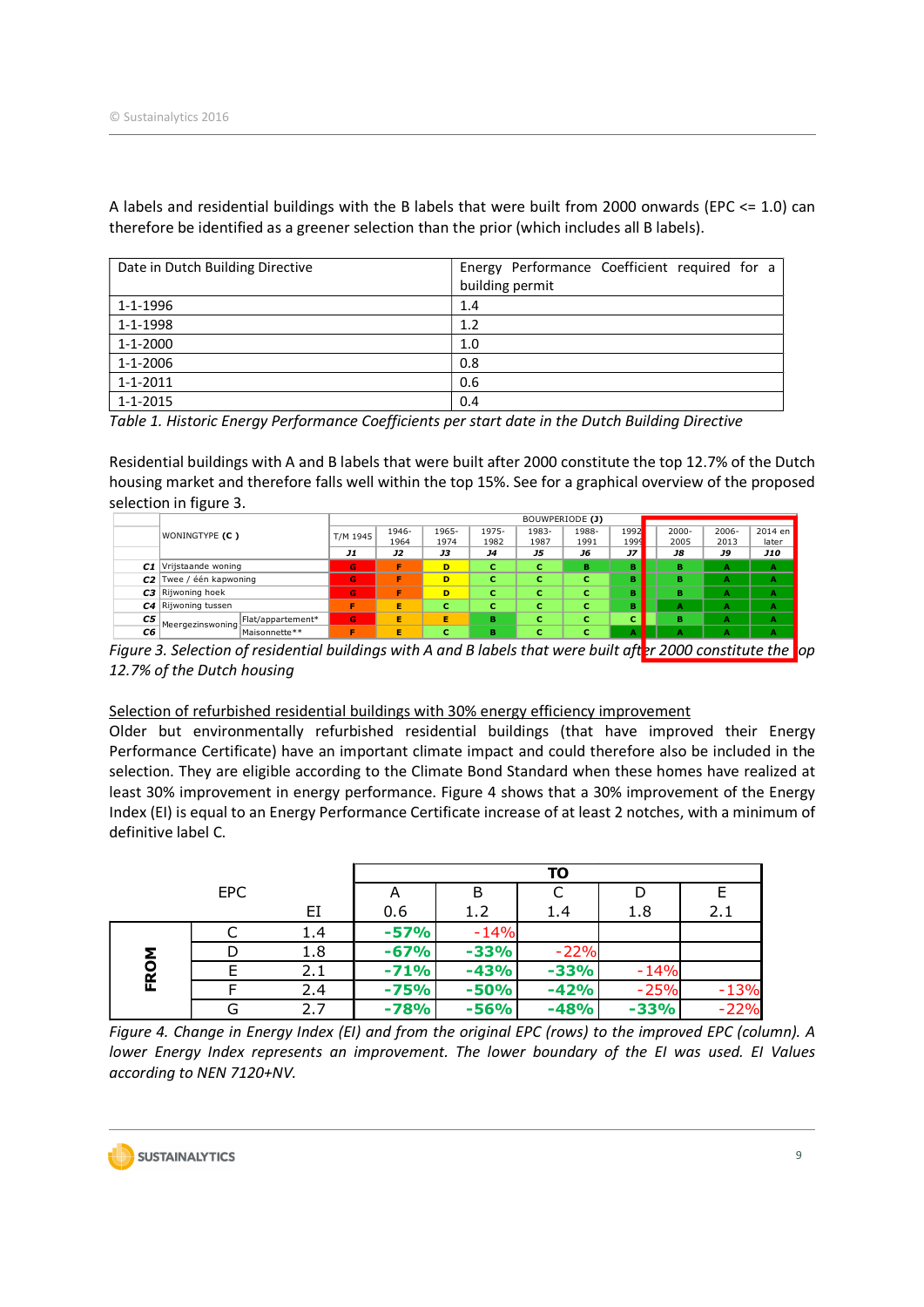A labels and residential buildings with the B labels that were built from 2000 onwards (EPC <= 1.0) can therefore be identified as a greener selection than the prior (which includes all B labels).

| Date in Dutch Building Directive | Energy Performance Coefficient required for a building permit |
|---|---|
| 1-1-1996 | 1.4 |
| 1-1-1998 | 1.2 |
| 1-1-2000 | 1.0 |
| 1-1-2006 | 0.8 |
| 1-1-2011 | 0.6 |
| 1-1-2015 | 0.4 |

*Table 1. Historic Energy Performance Coefficients per start date in the Dutch Building Directive*

Residential buildings with A and B labels that were built after 2000 constitute the top 12.7% of the Dutch housing market and therefore falls well within the top 15%. See for a graphical overview of the proposed selection in figure 3.

| | WONINGTYPE (C) | | BOUWPERIODE (J) T/M 1945 | 1946-1964 | 1965-1974 | 1975-1982 | 1983-1987 | 1988-1991 | 1992-1999 | 2000-2005 | 2006-2013 | 2014 en later |
|---|---|---|---|---|---|---|---|---|---|---|---|---|
| | | | J1 | J2 | J3 | J4 | J5 | J6 | J7 | J8 | J9 | J10 |
| C1 | Vrijstaande woning | | G | F | D | C | C | B | B | B | A | A |
| C2 | Twee / één kapwoning | | G | F | D | C | C | C | B | B | A | A |
| C3 | Rijwoning hoek | | G | F | D | C | C | C | B | B | A | A |
| C4 | Rijwoning tussen | | F | E | C | C | C | C | B | A | A | A |
| C5 | Meergezinswoning | Flat/appartement* | G | E | E | B | C | C | C | B | A | A |
| C6 | | Maisonnette** | F | E | C | B | C | C | A | A | A | A |

*Figure 3. Selection of residential buildings with A and B labels that were built after 2000 constitute the top 12.7% of the Dutch housing*

<u>Selection of refurbished residential buildings with 30% energy efficiency improvement</u>

Older but environmentally refurbished residential buildings (that have improved their Energy Performance Certificate) have an important climate impact and could therefore also be included in the selection. They are eligible according to the Climate Bond Standard when these homes have realized at least 30% improvement in energy performance. Figure 4 shows that a 30% improvement of the Energy Index (EI) is equal to an Energy Performance Certificate increase of at least 2 notches, with a minimum of definitive label C.

| | EPC | | TO A | B | C | D | E |
|---|---|---|---|---|---|---|---|
| | | EI | 0.6 | 1.2 | 1.4 | 1.8 | 2.1 |
| FROM | C | 1.4 | -57% | -14% | | | |
| | D | 1.8 | -67% | -33% | -22% | | |
| | E | 2.1 | -71% | -43% | -33% | -14% | |
| | F | 2.4 | -75% | -50% | -42% | -25% | -13% |
| | G | 2.7 | -78% | -56% | -48% | -33% | -22% |

*Figure 4. Change in Energy Index (EI) and from the original EPC (rows) to the improved EPC (column). A lower Energy Index represents an improvement. The lower boundary of the EI was used. EI Values according to NEN 7120+NV.*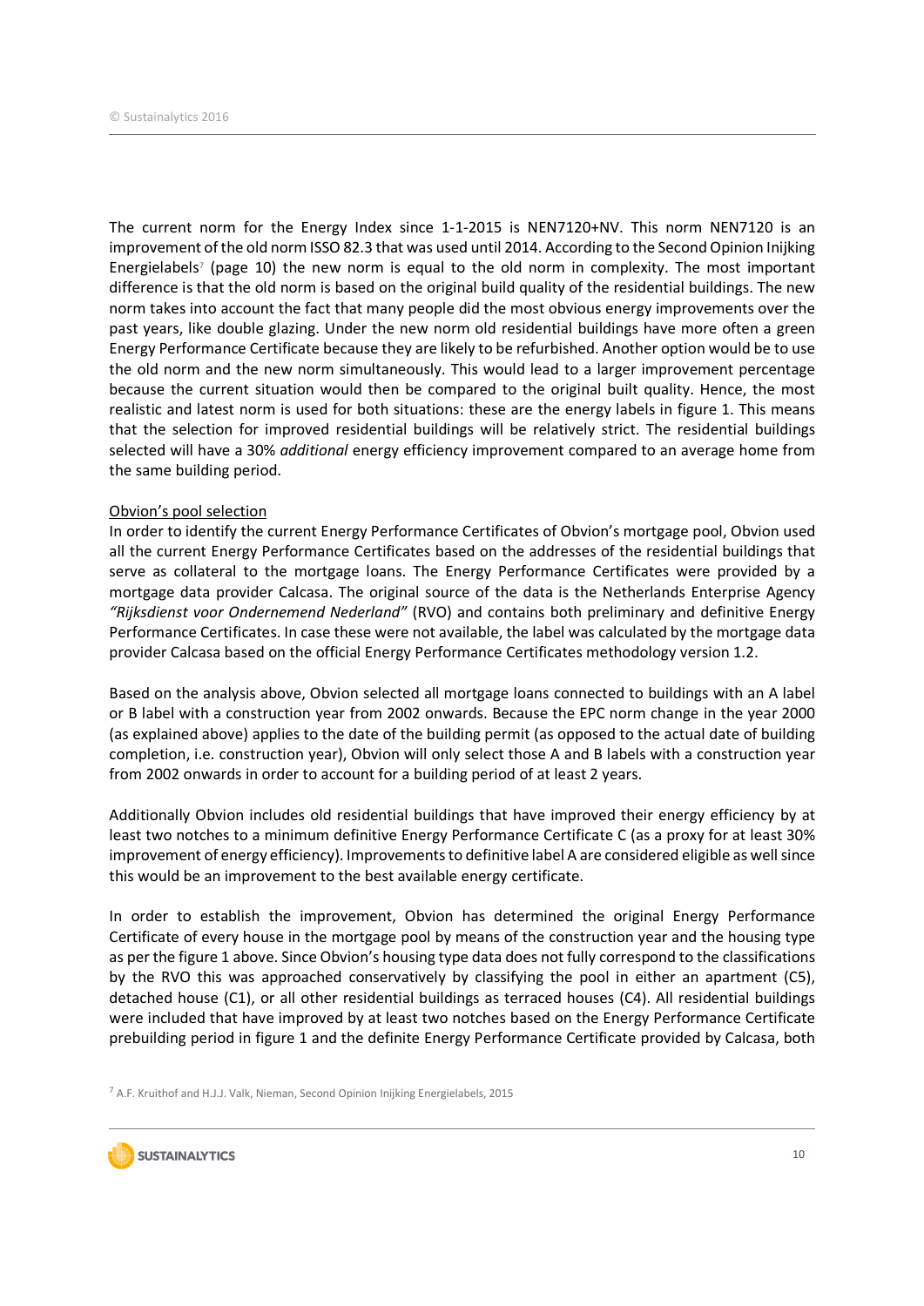The current norm for the Energy Index since 1-1-2015 is NEN7120+NV. This norm NEN7120 is an improvement of the old norm ISSO 82.3 that was used until 2014. According to the Second Opinion Inijking Energielabels[7] (page 10) the new norm is equal to the old norm in complexity. The most important difference is that the old norm is based on the original build quality of the residential buildings. The new norm takes into account the fact that many people did the most obvious energy improvements over the past years, like double glazing. Under the new norm old residential buildings have more often a green Energy Performance Certificate because they are likely to be refurbished. Another option would be to use the old norm and the new norm simultaneously. This would lead to a larger improvement percentage because the current situation would then be compared to the original built quality. Hence, the most realistic and latest norm is used for both situations: these are the energy labels in figure 1. This means that the selection for improved residential buildings will be relatively strict. The residential buildings selected will have a 30% *additional* energy efficiency improvement compared to an average home from the same building period.

Obvion's pool selection

In order to identify the current Energy Performance Certificates of Obvion's mortgage pool, Obvion used all the current Energy Performance Certificates based on the addresses of the residential buildings that serve as collateral to the mortgage loans. The Energy Performance Certificates were provided by a mortgage data provider Calcasa. The original source of the data is the Netherlands Enterprise Agency *"Rijksdienst voor Ondernemend Nederland"* (RVO) and contains both preliminary and definitive Energy Performance Certificates. In case these were not available, the label was calculated by the mortgage data provider Calcasa based on the official Energy Performance Certificates methodology version 1.2.

Based on the analysis above, Obvion selected all mortgage loans connected to buildings with an A label or B label with a construction year from 2002 onwards. Because the EPC norm change in the year 2000 (as explained above) applies to the date of the building permit (as opposed to the actual date of building completion, i.e. construction year), Obvion will only select those A and B labels with a construction year from 2002 onwards in order to account for a building period of at least 2 years.

Additionally Obvion includes old residential buildings that have improved their energy efficiency by at least two notches to a minimum definitive Energy Performance Certificate C (as a proxy for at least 30% improvement of energy efficiency). Improvements to definitive label A are considered eligible as well since this would be an improvement to the best available energy certificate.

In order to establish the improvement, Obvion has determined the original Energy Performance Certificate of every house in the mortgage pool by means of the construction year and the housing type as per the figure 1 above. Since Obvion's housing type data does not fully correspond to the classifications by the RVO this was approached conservatively by classifying the pool in either an apartment (C5), detached house (C1), or all other residential buildings as terraced houses (C4). All residential buildings were included that have improved by at least two notches based on the Energy Performance Certificate prebuilding period in figure 1 and the definite Energy Performance Certificate provided by Calcasa, both

[7] A.F. Kruithof and H.J.J. Valk, Nieman, Second Opinion Inijking Energielabels, 2015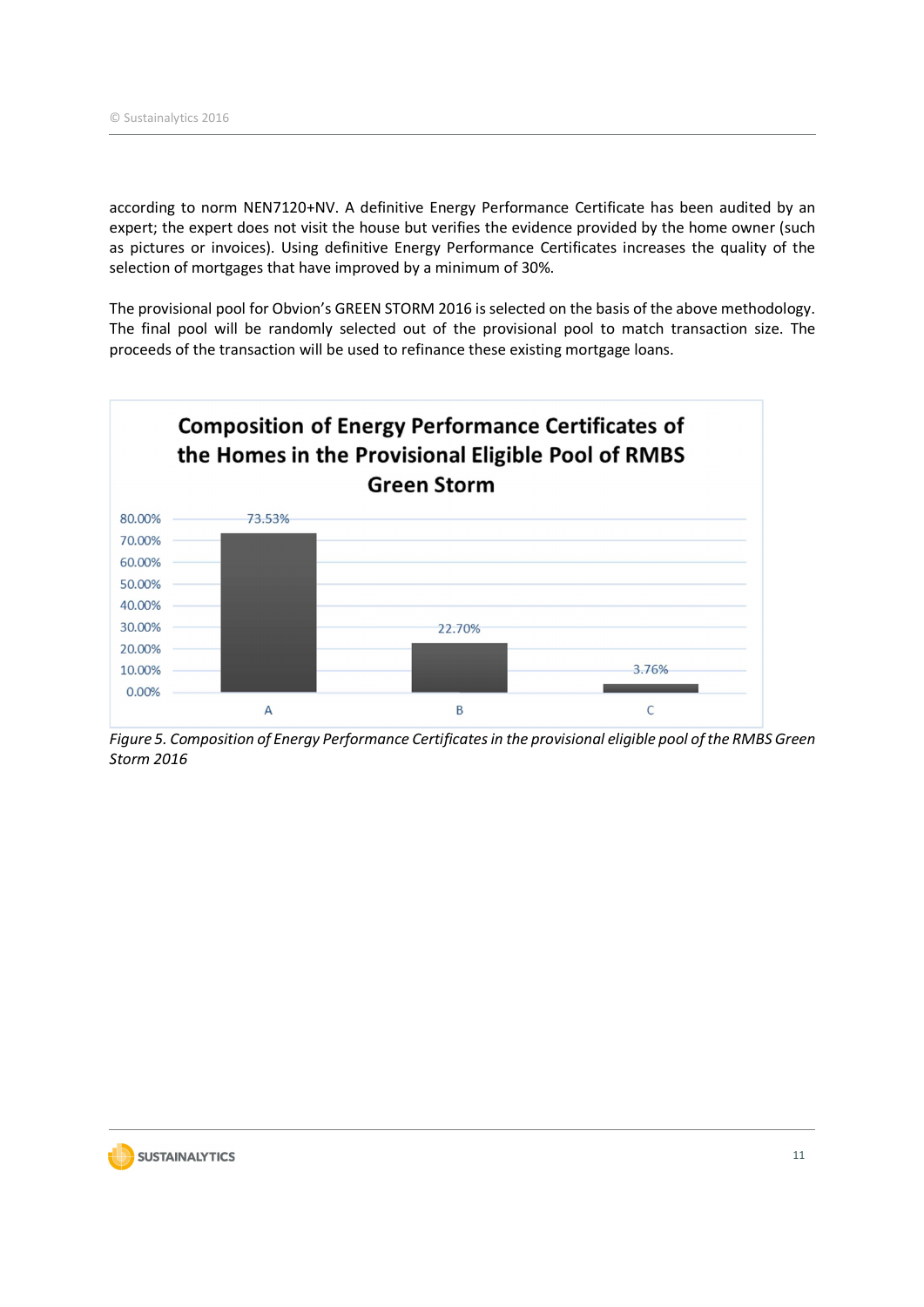according to norm NEN7120+NV. A definitive Energy Performance Certificate has been audited by an expert; the expert does not visit the house but verifies the evidence provided by the home owner (such as pictures or invoices). Using definitive Energy Performance Certificates increases the quality of the selection of mortgages that have improved by a minimum of 30%.

The provisional pool for Obvion's GREEN STORM 2016 is selected on the basis of the above methodology. The final pool will be randomly selected out of the provisional pool to match transaction size. The proceeds of the transaction will be used to refinance these existing mortgage loans.

**Composition of Energy Performance Certificates of the Homes in the Provisional Eligible Pool of RMBS Green Storm**

| Label | Share |
|---|---|
| A | 73.53% |
| B | 22.70% |
| C | 3.76% |

*Figure 5. Composition of Energy Performance Certificates in the provisional eligible pool of the RMBS Green Storm 2016*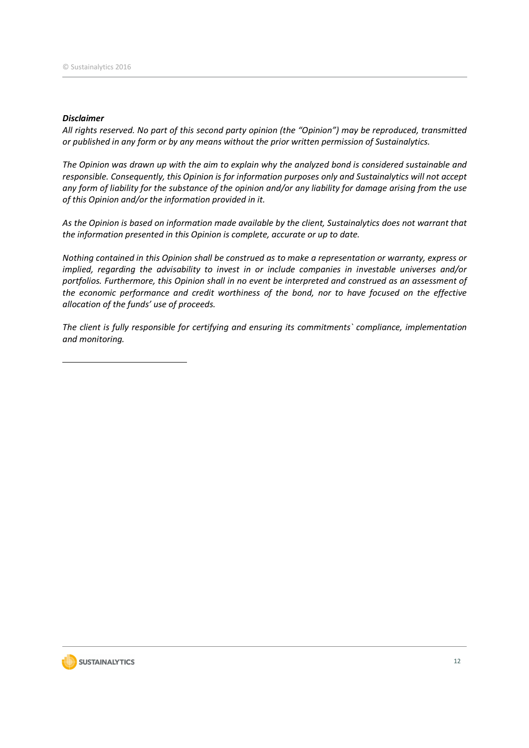***Disclaimer***

*All rights reserved. No part of this second party opinion (the "Opinion") may be reproduced, transmitted or published in any form or by any means without the prior written permission of Sustainalytics.*

*The Opinion was drawn up with the aim to explain why the analyzed bond is considered sustainable and responsible. Consequently, this Opinion is for information purposes only and Sustainalytics will not accept any form of liability for the substance of the opinion and/or any liability for damage arising from the use of this Opinion and/or the information provided in it.*

*As the Opinion is based on information made available by the client, Sustainalytics does not warrant that the information presented in this Opinion is complete, accurate or up to date.*

*Nothing contained in this Opinion shall be construed as to make a representation or warranty, express or implied, regarding the advisability to invest in or include companies in investable universes and/or portfolios. Furthermore, this Opinion shall in no event be interpreted and construed as an assessment of the economic performance and credit worthiness of the bond, nor to have focused on the effective allocation of the funds' use of proceeds.*

*The client is fully responsible for certifying and ensuring its commitments` compliance, implementation and monitoring.*